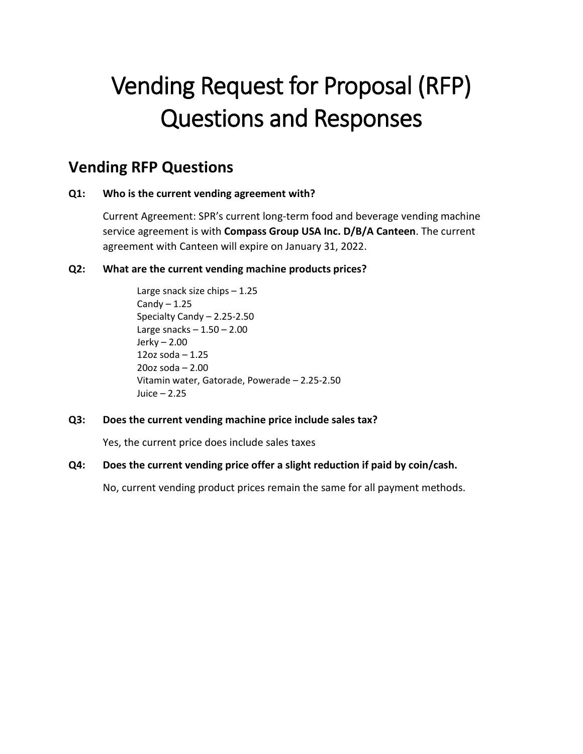# Vending Request for Proposal (RFP) Questions and Responses

## Vending RFP Questions

**Q1: Who is the current vending agreement with?**

Current Agreement: SPR's current long-term food and beverage vending machine service agreement is with **Compass Group USA Inc. D/B/A Canteen**. The current agreement with Canteen will expire on January 31, 2022.

**Q2: What are the current vending machine products prices?**

Large snack size chips – 1.25
Candy – 1.25
Specialty Candy – 2.25-2.50
Large snacks – 1.50 – 2.00
Jerky – 2.00
12oz soda – 1.25
20oz soda – 2.00
Vitamin water, Gatorade, Powerade – 2.25-2.50
Juice – 2.25

**Q3: Does the current vending machine price include sales tax?**

Yes, the current price does include sales taxes

**Q4: Does the current vending price offer a slight reduction if paid by coin/cash.**

No, current vending product prices remain the same for all payment methods.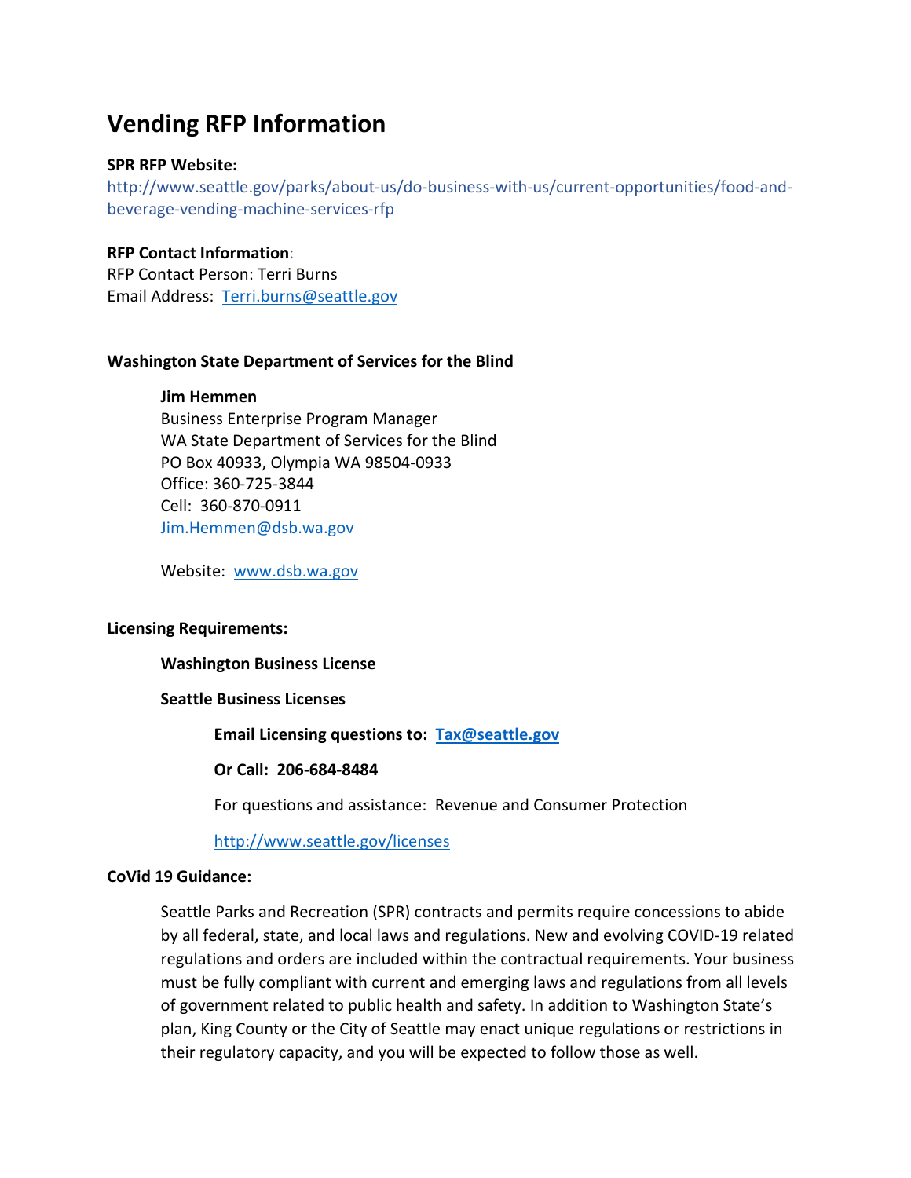# Vending RFP Information

**SPR RFP Website:**
http://www.seattle.gov/parks/about-us/do-business-with-us/current-opportunities/food-and-beverage-vending-machine-services-rfp

**RFP Contact Information**:
RFP Contact Person: Terri Burns
Email Address: Terri.burns@seattle.gov

**Washington State Department of Services for the Blind**

**Jim Hemmen**
Business Enterprise Program Manager
WA State Department of Services for the Blind
PO Box 40933, Olympia WA 98504-0933
Office: 360-725-3844
Cell: 360-870-0911
Jim.Hemmen@dsb.wa.gov

Website: www.dsb.wa.gov

**Licensing Requirements:**

**Washington Business License**

**Seattle Business Licenses**

**Email Licensing questions to: Tax@seattle.gov**

**Or Call: 206-684-8484**

For questions and assistance: Revenue and Consumer Protection

http://www.seattle.gov/licenses

**CoVid 19 Guidance:**

Seattle Parks and Recreation (SPR) contracts and permits require concessions to abide by all federal, state, and local laws and regulations. New and evolving COVID-19 related regulations and orders are included within the contractual requirements. Your business must be fully compliant with current and emerging laws and regulations from all levels of government related to public health and safety. In addition to Washington State's plan, King County or the City of Seattle may enact unique regulations or restrictions in their regulatory capacity, and you will be expected to follow those as well.